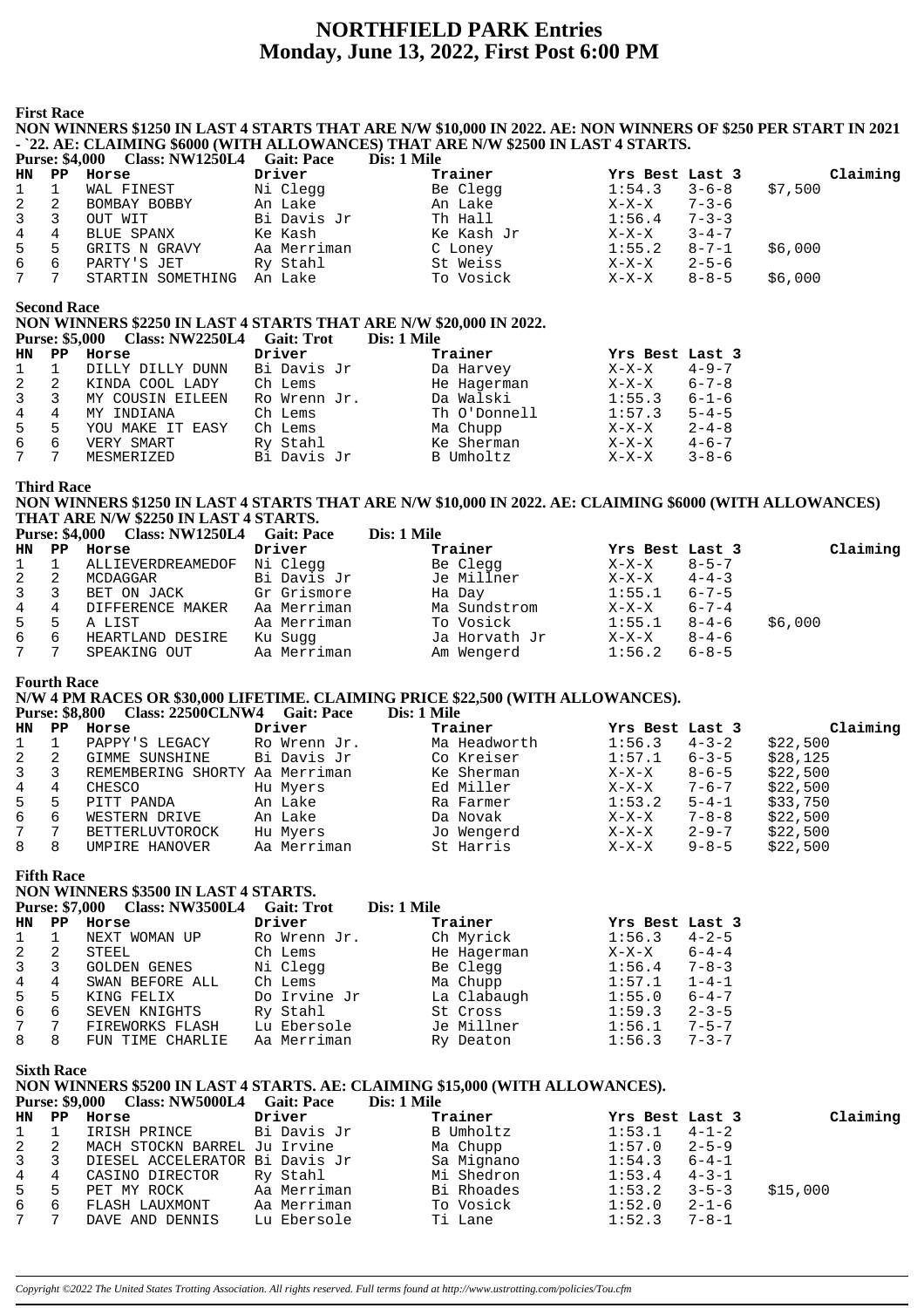# NORTHFIELD PARK Entries
# Monday, June 13, 2022, First Post 6:00 PM

**First Race**

**NON WINNERS $1250 IN LAST 4 STARTS THAT ARE N/W $10,000 IN 2022. AE: NON WINNERS OF $250 PER START IN 2021 - `22. AE: CLAIMING $6000 (WITH ALLOWANCES) THAT ARE N/W $2500 IN LAST 4 STARTS.**

**Purse: $4,000 Class: NW1250L4 Gait: Pace Dis: 1 Mile**

| HN | PP | Horse | Driver | Trainer | Yrs Best | Last 3 | Claiming |
|---|---|---|---|---|---|---|---|
| 1 | 1 | WAL FINEST | Ni Clegg | Be Clegg | 1:54.3 | 3-6-8 | $7,500 |
| 2 | 2 | BOMBAY BOBBY | An Lake | An Lake | X-X-X | 7-3-6 | |
| 3 | 3 | OUT WIT | Bi Davis Jr | Th Hall | 1:56.4 | 7-3-3 | |
| 4 | 4 | BLUE SPANX | Ke Kash | Ke Kash Jr | X-X-X | 3-4-7 | |
| 5 | 5 | GRITS N GRAVY | Aa Merriman | C Loney | 1:55.2 | 8-7-1 | $6,000 |
| 6 | 6 | PARTY'S JET | Ry Stahl | St Weiss | X-X-X | 2-5-6 | |
| 7 | 7 | STARTIN SOMETHING | An Lake | To Vosick | X-X-X | 8-8-5 | $6,000 |

**Second Race**

**NON WINNERS $2250 IN LAST 4 STARTS THAT ARE N/W $20,000 IN 2022.**

**Purse: $5,000 Class: NW2250L4 Gait: Trot Dis: 1 Mile**

| HN | PP | Horse | Driver | Trainer | Yrs Best | Last 3 |
|---|---|---|---|---|---|---|
| 1 | 1 | DILLY DILLY DUNN | Bi Davis Jr | Da Harvey | X-X-X | 4-9-7 |
| 2 | 2 | KINDA COOL LADY | Ch Lems | He Hagerman | X-X-X | 6-7-8 |
| 3 | 3 | MY COUSIN EILEEN | Ro Wrenn Jr. | Da Walski | 1:55.3 | 6-1-6 |
| 4 | 4 | MY INDIANA | Ch Lems | Th O'Donnell | 1:57.3 | 5-4-5 |
| 5 | 5 | YOU MAKE IT EASY | Ch Lems | Ma Chupp | X-X-X | 2-4-8 |
| 6 | 6 | VERY SMART | Ry Stahl | Ke Sherman | X-X-X | 4-6-7 |
| 7 | 7 | MESMERIZED | Bi Davis Jr | B Umholtz | X-X-X | 3-8-6 |

**Third Race**

**NON WINNERS $1250 IN LAST 4 STARTS THAT ARE N/W $10,000 IN 2022. AE: CLAIMING $6000 (WITH ALLOWANCES) THAT ARE N/W $2250 IN LAST 4 STARTS.**

**Purse: $4,000 Class: NW1250L4 Gait: Pace Dis: 1 Mile**

| HN | PP | Horse | Driver | Trainer | Yrs Best | Last 3 | Claiming |
|---|---|---|---|---|---|---|---|
| 1 | 1 | ALLIEVERDREAMEDOF | Ni Clegg | Be Clegg | X-X-X | 8-5-7 | |
| 2 | 2 | MCDAGGAR | Bi Davis Jr | Je Millner | X-X-X | 4-4-3 | |
| 3 | 3 | BET ON JACK | Gr Grismore | Ha Day | 1:55.1 | 6-7-5 | |
| 4 | 4 | DIFFERENCE MAKER | Aa Merriman | Ma Sundstrom | X-X-X | 6-7-4 | |
| 5 | 5 | A LIST | Aa Merriman | To Vosick | 1:55.1 | 8-4-6 | $6,000 |
| 6 | 6 | HEARTLAND DESIRE | Ku Sugg | Ja Horvath Jr | X-X-X | 8-4-6 | |
| 7 | 7 | SPEAKING OUT | Aa Merriman | Am Wengerd | 1:56.2 | 6-8-5 | |

**Fourth Race**

**N/W 4 PM RACES OR $30,000 LIFETIME. CLAIMING PRICE $22,500 (WITH ALLOWANCES).**

**Purse: $8,800 Class: 22500CLNW4 Gait: Pace Dis: 1 Mile**

| HN | PP | Horse | Driver | Trainer | Yrs Best | Last 3 | Claiming |
|---|---|---|---|---|---|---|---|
| 1 | 1 | PAPPY'S LEGACY | Ro Wrenn Jr. | Ma Headworth | 1:56.3 | 4-3-2 | $22,500 |
| 2 | 2 | GIMME SUNSHINE | Bi Davis Jr | Co Kreiser | 1:57.1 | 6-3-5 | $28,125 |
| 3 | 3 | REMEMBERING SHORTY | Aa Merriman | Ke Sherman | X-X-X | 8-6-5 | $22,500 |
| 4 | 4 | CHESCO | Hu Myers | Ed Miller | X-X-X | 7-6-7 | $22,500 |
| 5 | 5 | PITT PANDA | An Lake | Ra Farmer | 1:53.2 | 5-4-1 | $33,750 |
| 6 | 6 | WESTERN DRIVE | An Lake | Da Novak | X-X-X | 7-8-8 | $22,500 |
| 7 | 7 | BETTERLUVTOROCK | Hu Myers | Jo Wengerd | X-X-X | 2-9-7 | $22,500 |
| 8 | 8 | UMPIRE HANOVER | Aa Merriman | St Harris | X-X-X | 9-8-5 | $22,500 |

**Fifth Race**

**NON WINNERS $3500 IN LAST 4 STARTS.**

**Purse: $7,000 Class: NW3500L4 Gait: Trot Dis: 1 Mile**

| HN | PP | Horse | Driver | Trainer | Yrs Best | Last 3 |
|---|---|---|---|---|---|---|
| 1 | 1 | NEXT WOMAN UP | Ro Wrenn Jr. | Ch Myrick | 1:56.3 | 4-2-5 |
| 2 | 2 | STEEL | Ch Lems | He Hagerman | X-X-X | 6-4-4 |
| 3 | 3 | GOLDEN GENES | Ni Clegg | Be Clegg | 1:56.4 | 7-8-3 |
| 4 | 4 | SWAN BEFORE ALL | Ch Lems | Ma Chupp | 1:57.1 | 1-4-1 |
| 5 | 5 | KING FELIX | Do Irvine Jr | La Clabaugh | 1:55.0 | 6-4-7 |
| 6 | 6 | SEVEN KNIGHTS | Ry Stahl | St Cross | 1:59.3 | 2-3-5 |
| 7 | 7 | FIREWORKS FLASH | Lu Ebersole | Je Millner | 1:56.1 | 7-5-7 |
| 8 | 8 | FUN TIME CHARLIE | Aa Merriman | Ry Deaton | 1:56.3 | 7-3-7 |

**Sixth Race**

**NON WINNERS $5200 IN LAST 4 STARTS. AE: CLAIMING $15,000 (WITH ALLOWANCES).**

**Purse: $9,000 Class: NW5000L4 Gait: Pace Dis: 1 Mile**

| HN | PP | Horse | Driver | Trainer | Yrs Best | Last 3 | Claiming |
|---|---|---|---|---|---|---|---|
| 1 | 1 | IRISH PRINCE | Bi Davis Jr | B Umholtz | 1:53.1 | 4-1-2 | |
| 2 | 2 | MACH STOCKN BARREL | Ju Irvine | Ma Chupp | 1:57.0 | 2-5-9 | |
| 3 | 3 | DIESEL ACCELERATOR | Bi Davis Jr | Sa Mignano | 1:54.3 | 6-4-1 | |
| 4 | 4 | CASINO DIRECTOR | Ry Stahl | Mi Shedron | 1:53.4 | 4-3-1 | |
| 5 | 5 | PET MY ROCK | Aa Merriman | Bi Rhoades | 1:53.2 | 3-5-3 | $15,000 |
| 6 | 6 | FLASH LAUXMONT | Aa Merriman | To Vosick | 1:52.0 | 2-1-6 | |
| 7 | 7 | DAVE AND DENNIS | Lu Ebersole | Ti Lane | 1:52.3 | 7-8-1 | |

*Copyright ©2022 The United States Trotting Association. All rights reserved. Full terms found at http://www.ustrotting.com/policies/Tou.cfm*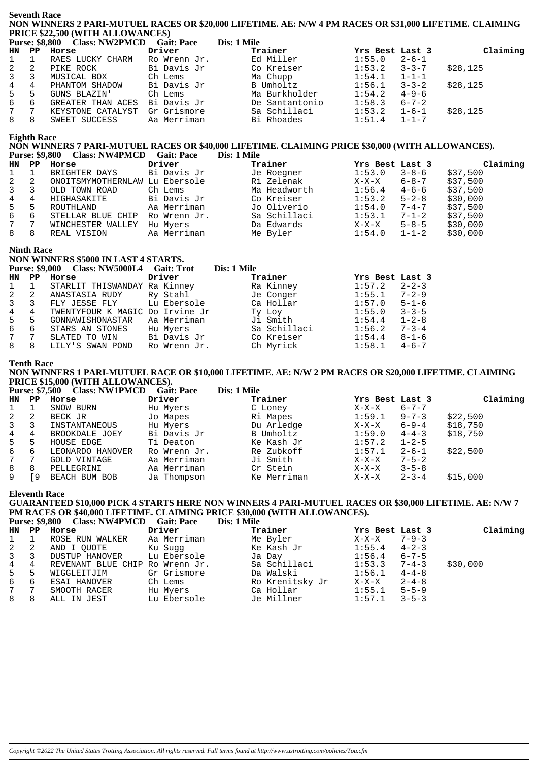## Seventh Race

**NON WINNERS 2 PARI-MUTUEL RACES OR $20,000 LIFETIME. AE: N/W 4 PM RACES OR $31,000 LIFETIME. CLAIMING PRICE $22,500 (WITH ALLOWANCES)**

**Purse: $8,800 Class: NW2PMCD Gait: Pace Dis: 1 Mile**

| HN | PP | Horse | Driver | Trainer | Yrs Best | Last 3 | Claiming |
|---|---|---|---|---|---|---|---|
| 1 | 1 | RAES LUCKY CHARM | Ro Wrenn Jr. | Ed Miller | 1:55.0 | 2-6-1 | |
| 2 | 2 | PIKE ROCK | Bi Davis Jr | Co Kreiser | 1:53.2 | 3-3-7 | $28,125 |
| 3 | 3 | MUSICAL BOX | Ch Lems | Ma Chupp | 1:54.1 | 1-1-1 | |
| 4 | 4 | PHANTOM SHADOW | Bi Davis Jr | B Umholtz | 1:56.1 | 3-3-2 | $28,125 |
| 5 | 5 | GUNS BLAZIN' | Ch Lems | Ma Burkholder | 1:54.2 | 4-9-6 | |
| 6 | 6 | GREATER THAN ACES | Bi Davis Jr | De Santantonio | 1:58.3 | 6-7-2 | |
| 7 | 7 | KEYSTONE CATALYST | Gr Grismore | Sa Schillaci | 1:53.2 | 1-6-1 | $28,125 |
| 8 | 8 | SWEET SUCCESS | Aa Merriman | Bi Rhoades | 1:51.4 | 1-1-7 | |

## Eighth Race

**NON WINNERS 7 PARI-MUTUEL RACES OR $40,000 LIFETIME. CLAIMING PRICE $30,000 (WITH ALLOWANCES).**

**Purse: $9,800 Class: NW4PMCD Gait: Pace Dis: 1 Mile**

| HN | PP | Horse | Driver | Trainer | Yrs Best | Last 3 | Claiming |
|---|---|---|---|---|---|---|---|
| 1 | 1 | BRIGHTER DAYS | Bi Davis Jr | Je Roegner | 1:53.0 | 3-8-6 | $37,500 |
| 2 | 2 | ONOITSMYMOTHERNLAW | Lu Ebersole | Ri Zelenak | X-X-X | 6-8-7 | $37,500 |
| 3 | 3 | OLD TOWN ROAD | Ch Lems | Ma Headworth | 1:56.4 | 4-6-6 | $37,500 |
| 4 | 4 | HIGHASAKITE | Bi Davis Jr | Co Kreiser | 1:53.2 | 5-2-8 | $30,000 |
| 5 | 5 | ROUTHLAND | Aa Merriman | Jo Oliverio | 1:54.0 | 7-4-7 | $37,500 |
| 6 | 6 | STELLAR BLUE CHIP | Ro Wrenn Jr. | Sa Schillaci | 1:53.1 | 7-1-2 | $37,500 |
| 7 | 7 | WINCHESTER WALLEY | Hu Myers | Da Edwards | X-X-X | 5-8-5 | $30,000 |
| 8 | 8 | REAL VISION | Aa Merriman | Me Byler | 1:54.0 | 1-1-2 | $30,000 |

## Ninth Race

**NON WINNERS $5000 IN LAST 4 STARTS.**

**Purse: $9,000 Class: NW5000L4 Gait: Trot Dis: 1 Mile**

| HN | PP | Horse | Driver | Trainer | Yrs Best | Last 3 |
|---|---|---|---|---|---|---|
| 1 | 1 | STARLIT THISWANDAY | Ra Kinney | Ra Kinney | 1:57.2 | 2-2-3 |
| 2 | 2 | ANASTASIA RUDY | Ry Stahl | Je Conger | 1:55.1 | 7-2-9 |
| 3 | 3 | FLY JESSE FLY | Lu Ebersole | Ca Hollar | 1:57.0 | 5-1-6 |
| 4 | 4 | TWENTYFOUR K MAGIC | Do Irvine Jr | Ty Loy | 1:55.0 | 3-3-5 |
| 5 | 5 | GONNAWISHONASTAR | Aa Merriman | Ji Smith | 1:54.4 | 1-2-8 |
| 6 | 6 | STARS AN STONES | Hu Myers | Sa Schillaci | 1:56.2 | 7-3-4 |
| 7 | 7 | SLATED TO WIN | Bi Davis Jr | Co Kreiser | 1:54.4 | 8-1-6 |
| 8 | 8 | LILY'S SWAN POND | Ro Wrenn Jr. | Ch Myrick | 1:58.1 | 4-6-7 |

## Tenth Race

**NON WINNERS 1 PARI-MUTUEL RACE OR $10,000 LIFETIME. AE: N/W 2 PM RACES OR $20,000 LIFETIME. CLAIMING PRICE $15,000 (WITH ALLOWANCES).**

**Purse: $7,500 Class: NW1PMCD Gait: Pace Dis: 1 Mile**

| HN | PP | Horse | Driver | Trainer | Yrs Best | Last 3 | Claiming |
|---|---|---|---|---|---|---|---|
| 1 | 1 | SNOW BURN | Hu Myers | C Loney | X-X-X | 6-7-7 | |
| 2 | 2 | BECK JR | Jo Mapes | Ri Mapes | 1:59.1 | 9-7-3 | $22,500 |
| 3 | 3 | INSTANTANEOUS | Hu Myers | Du Arledge | X-X-X | 6-9-4 | $18,750 |
| 4 | 4 | BROOKDALE JOEY | Bi Davis Jr | B Umholtz | 1:59.0 | 4-4-3 | $18,750 |
| 5 | 5 | HOUSE EDGE | Ti Deaton | Ke Kash Jr | 1:57.2 | 1-2-5 | |
| 6 | 6 | LEONARDO HANOVER | Ro Wrenn Jr. | Re Zubkoff | 1:57.1 | 2-6-1 | $22,500 |
| 7 | 7 | GOLD VINTAGE | Aa Merriman | Ji Smith | X-X-X | 7-5-2 | |
| 8 | 8 | PELLEGRINI | Aa Merriman | Cr Stein | X-X-X | 3-5-8 | |
| 9 | [9 | BEACH BUM BOB | Ja Thompson | Ke Merriman | X-X-X | 2-3-4 | $15,000 |

## Eleventh Race

**GUARANTEED $10,000 PICK 4 STARTS HERE NON WINNERS 4 PARI-MUTUEL RACES OR $30,000 LIFETIME. AE: N/W 7 PM RACES OR $40,000 LIFETIME. CLAIMING PRICE $30,000 (WITH ALLOWANCES).**

**Purse: $9,800 Class: NW4PMCD Gait: Pace Dis: 1 Mile**

| HN | PP | Horse | Driver | Trainer | Yrs Best | Last 3 | Claiming |
|---|---|---|---|---|---|---|---|
| 1 | 1 | ROSE RUN WALKER | Aa Merriman | Me Byler | X-X-X | 7-9-3 | |
| 2 | 2 | AND I QUOTE | Ku Sugg | Ke Kash Jr | 1:55.4 | 4-2-3 | |
| 3 | 3 | DUSTUP HANOVER | Lu Ebersole | Ja Day | 1:56.4 | 6-7-5 | |
| 4 | 4 | REVENANT BLUE CHIP | Ro Wrenn Jr. | Sa Schillaci | 1:53.3 | 7-4-3 | $30,000 |
| 5 | 5 | WIGGLEITJIM | Gr Grismore | Da Walski | 1:56.1 | 4-4-8 | |
| 6 | 6 | ESAI HANOVER | Ch Lems | Ro Krenitsky Jr | X-X-X | 2-4-8 | |
| 7 | 7 | SMOOTH RACER | Hu Myers | Ca Hollar | 1:55.1 | 5-5-9 | |
| 8 | 8 | ALL IN JEST | Lu Ebersole | Je Millner | 1:57.1 | 3-5-3 | |

*Copyright ©2022 The United States Trotting Association. All rights reserved. Full terms found at http://www.ustrotting.com/policies/Tou.cfm*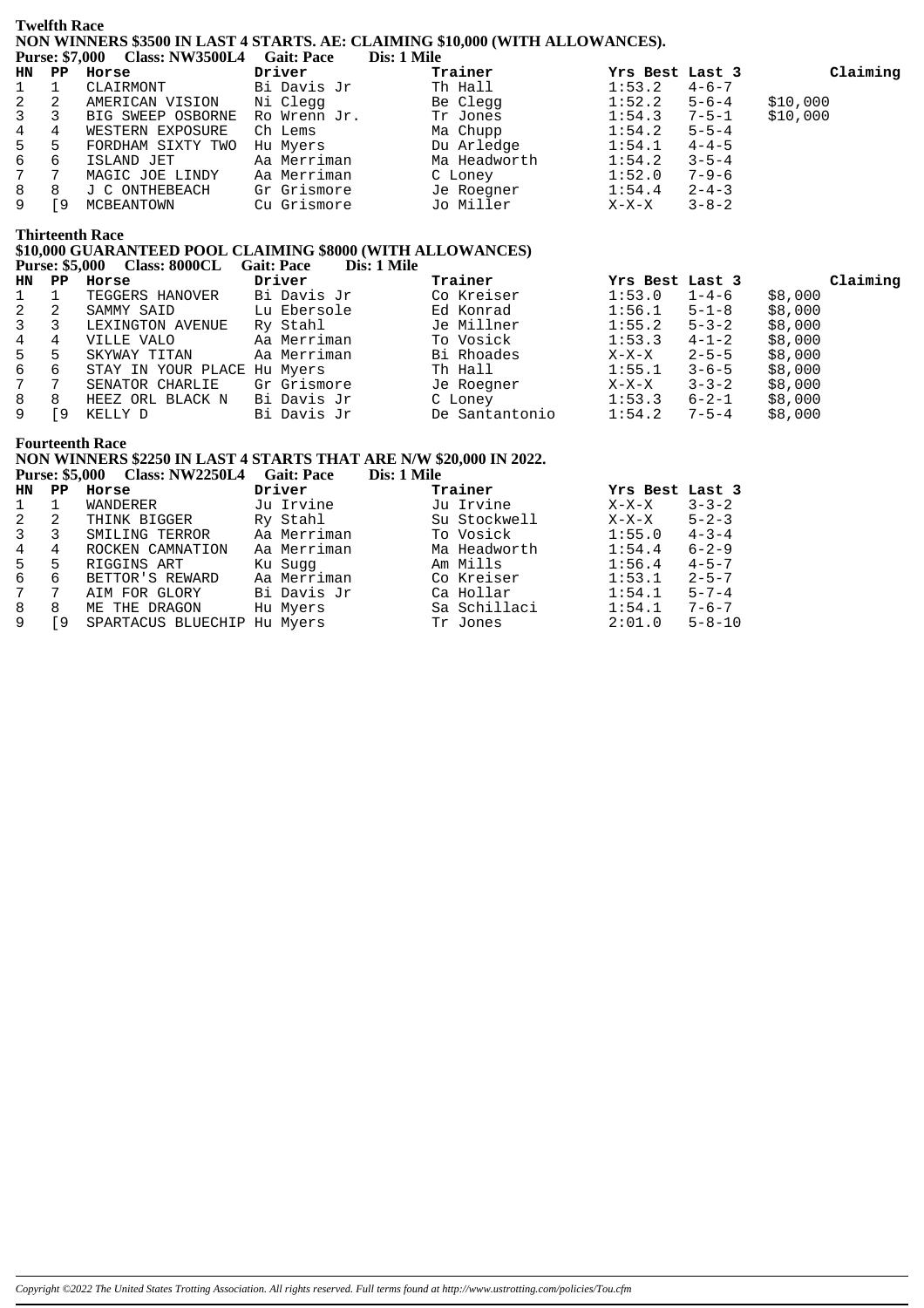## Twelfth Race

**NON WINNERS $3500 IN LAST 4 STARTS. AE: CLAIMING $10,000 (WITH ALLOWANCES).**

**Purse: $7,000 Class: NW3500L4 Gait: Pace Dis: 1 Mile**

| HN | PP | Horse | Driver | Trainer | Yrs Best | Last 3 | Claiming |
|---|---|---|---|---|---|---|---|
| 1 | 1 | CLAIRMONT | Bi Davis Jr | Th Hall | 1:53.2 | 4-6-7 | |
| 2 | 2 | AMERICAN VISION | Ni Clegg | Be Clegg | 1:52.2 | 5-6-4 | $10,000 |
| 3 | 3 | BIG SWEEP OSBORNE | Ro Wrenn Jr. | Tr Jones | 1:54.3 | 7-5-1 | $10,000 |
| 4 | 4 | WESTERN EXPOSURE | Ch Lems | Ma Chupp | 1:54.2 | 5-5-4 | |
| 5 | 5 | FORDHAM SIXTY TWO | Hu Myers | Du Arledge | 1:54.1 | 4-4-5 | |
| 6 | 6 | ISLAND JET | Aa Merriman | Ma Headworth | 1:54.2 | 3-5-4 | |
| 7 | 7 | MAGIC JOE LINDY | Aa Merriman | C Loney | 1:52.0 | 7-9-6 | |
| 8 | 8 | J C ONTHEBEACH | Gr Grismore | Je Roegner | 1:54.4 | 2-4-3 | |
| 9 | [9 | MCBEANTOWN | Cu Grismore | Jo Miller | X-X-X | 3-8-2 | |

## Thirteenth Race

**$10,000 GUARANTEED POOL CLAIMING $8000 (WITH ALLOWANCES)**

**Purse: $5,000 Class: 8000CL Gait: Pace Dis: 1 Mile**

| HN | PP | Horse | Driver | Trainer | Yrs Best | Last 3 | Claiming |
|---|---|---|---|---|---|---|---|
| 1 | 1 | TEGGERS HANOVER | Bi Davis Jr | Co Kreiser | 1:53.0 | 1-4-6 | $8,000 |
| 2 | 2 | SAMMY SAID | Lu Ebersole | Ed Konrad | 1:56.1 | 5-1-8 | $8,000 |
| 3 | 3 | LEXINGTON AVENUE | Ry Stahl | Je Millner | 1:55.2 | 5-3-2 | $8,000 |
| 4 | 4 | VILLE VALO | Aa Merriman | To Vosick | 1:53.3 | 4-1-2 | $8,000 |
| 5 | 5 | SKYWAY TITAN | Aa Merriman | Bi Rhoades | X-X-X | 2-5-5 | $8,000 |
| 6 | 6 | STAY IN YOUR PLACE | Hu Myers | Th Hall | 1:55.1 | 3-6-5 | $8,000 |
| 7 | 7 | SENATOR CHARLIE | Gr Grismore | Je Roegner | X-X-X | 3-3-2 | $8,000 |
| 8 | 8 | HEEZ ORL BLACK N | Bi Davis Jr | C Loney | 1:53.3 | 6-2-1 | $8,000 |
| 9 | [9 | KELLY D | Bi Davis Jr | De Santantonio | 1:54.2 | 7-5-4 | $8,000 |

## Fourteenth Race

**NON WINNERS $2250 IN LAST 4 STARTS THAT ARE N/W $20,000 IN 2022.**

**Purse: $5,000 Class: NW2250L4 Gait: Pace Dis: 1 Mile**

| HN | PP | Horse | Driver | Trainer | Yrs Best | Last 3 |
|---|---|---|---|---|---|---|
| 1 | 1 | WANDERER | Ju Irvine | Ju Irvine | X-X-X | 3-3-2 |
| 2 | 2 | THINK BIGGER | Ry Stahl | Su Stockwell | X-X-X | 5-2-3 |
| 3 | 3 | SMILING TERROR | Aa Merriman | To Vosick | 1:55.0 | 4-3-4 |
| 4 | 4 | ROCKEN CAMNATION | Aa Merriman | Ma Headworth | 1:54.4 | 6-2-9 |
| 5 | 5 | RIGGINS ART | Ku Sugg | Am Mills | 1:56.4 | 4-5-7 |
| 6 | 6 | BETTOR'S REWARD | Aa Merriman | Co Kreiser | 1:53.1 | 2-5-7 |
| 7 | 7 | AIM FOR GLORY | Bi Davis Jr | Ca Hollar | 1:54.1 | 5-7-4 |
| 8 | 8 | ME THE DRAGON | Hu Myers | Sa Schillaci | 1:54.1 | 7-6-7 |
| 9 | [9 | SPARTACUS BLUECHIP | Hu Myers | Tr Jones | 2:01.0 | 5-8-10 |